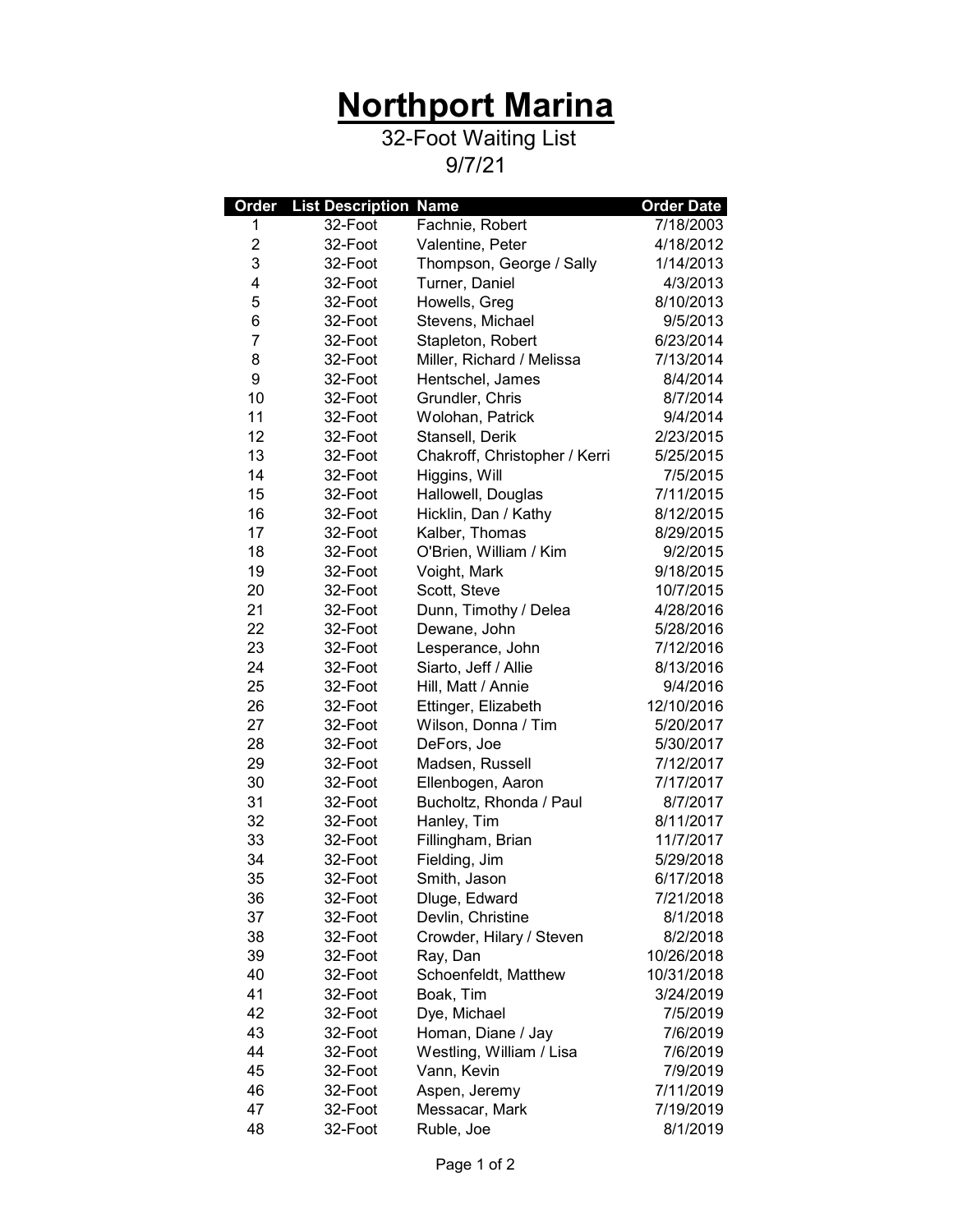# Northport Marina

32-Foot Waiting List

9/7/21

| Order | List Description | Name | Order Date |
|---|---|---|---|
| 1 | 32-Foot | Fachnie, Robert | 7/18/2003 |
| 2 | 32-Foot | Valentine, Peter | 4/18/2012 |
| 3 | 32-Foot | Thompson, George / Sally | 1/14/2013 |
| 4 | 32-Foot | Turner, Daniel | 4/3/2013 |
| 5 | 32-Foot | Howells, Greg | 8/10/2013 |
| 6 | 32-Foot | Stevens, Michael | 9/5/2013 |
| 7 | 32-Foot | Stapleton, Robert | 6/23/2014 |
| 8 | 32-Foot | Miller, Richard / Melissa | 7/13/2014 |
| 9 | 32-Foot | Hentschel, James | 8/4/2014 |
| 10 | 32-Foot | Grundler, Chris | 8/7/2014 |
| 11 | 32-Foot | Wolohan, Patrick | 9/4/2014 |
| 12 | 32-Foot | Stansell, Derik | 2/23/2015 |
| 13 | 32-Foot | Chakroff, Christopher / Kerri | 5/25/2015 |
| 14 | 32-Foot | Higgins, Will | 7/5/2015 |
| 15 | 32-Foot | Hallowell, Douglas | 7/11/2015 |
| 16 | 32-Foot | Hicklin, Dan / Kathy | 8/12/2015 |
| 17 | 32-Foot | Kalber, Thomas | 8/29/2015 |
| 18 | 32-Foot | O'Brien, William / Kim | 9/2/2015 |
| 19 | 32-Foot | Voight, Mark | 9/18/2015 |
| 20 | 32-Foot | Scott, Steve | 10/7/2015 |
| 21 | 32-Foot | Dunn, Timothy / Delea | 4/28/2016 |
| 22 | 32-Foot | Dewane, John | 5/28/2016 |
| 23 | 32-Foot | Lesperance, John | 7/12/2016 |
| 24 | 32-Foot | Siarto, Jeff / Allie | 8/13/2016 |
| 25 | 32-Foot | Hill, Matt / Annie | 9/4/2016 |
| 26 | 32-Foot | Ettinger, Elizabeth | 12/10/2016 |
| 27 | 32-Foot | Wilson, Donna / Tim | 5/20/2017 |
| 28 | 32-Foot | DeFors, Joe | 5/30/2017 |
| 29 | 32-Foot | Madsen, Russell | 7/12/2017 |
| 30 | 32-Foot | Ellenbogen, Aaron | 7/17/2017 |
| 31 | 32-Foot | Bucholtz, Rhonda / Paul | 8/7/2017 |
| 32 | 32-Foot | Hanley, Tim | 8/11/2017 |
| 33 | 32-Foot | Fillingham, Brian | 11/7/2017 |
| 34 | 32-Foot | Fielding, Jim | 5/29/2018 |
| 35 | 32-Foot | Smith, Jason | 6/17/2018 |
| 36 | 32-Foot | Dluge, Edward | 7/21/2018 |
| 37 | 32-Foot | Devlin, Christine | 8/1/2018 |
| 38 | 32-Foot | Crowder, Hilary / Steven | 8/2/2018 |
| 39 | 32-Foot | Ray, Dan | 10/26/2018 |
| 40 | 32-Foot | Schoenfeldt, Matthew | 10/31/2018 |
| 41 | 32-Foot | Boak, Tim | 3/24/2019 |
| 42 | 32-Foot | Dye, Michael | 7/5/2019 |
| 43 | 32-Foot | Homan, Diane / Jay | 7/6/2019 |
| 44 | 32-Foot | Westling, William / Lisa | 7/6/2019 |
| 45 | 32-Foot | Vann, Kevin | 7/9/2019 |
| 46 | 32-Foot | Aspen, Jeremy | 7/11/2019 |
| 47 | 32-Foot | Messacar, Mark | 7/19/2019 |
| 48 | 32-Foot | Ruble, Joe | 8/1/2019 |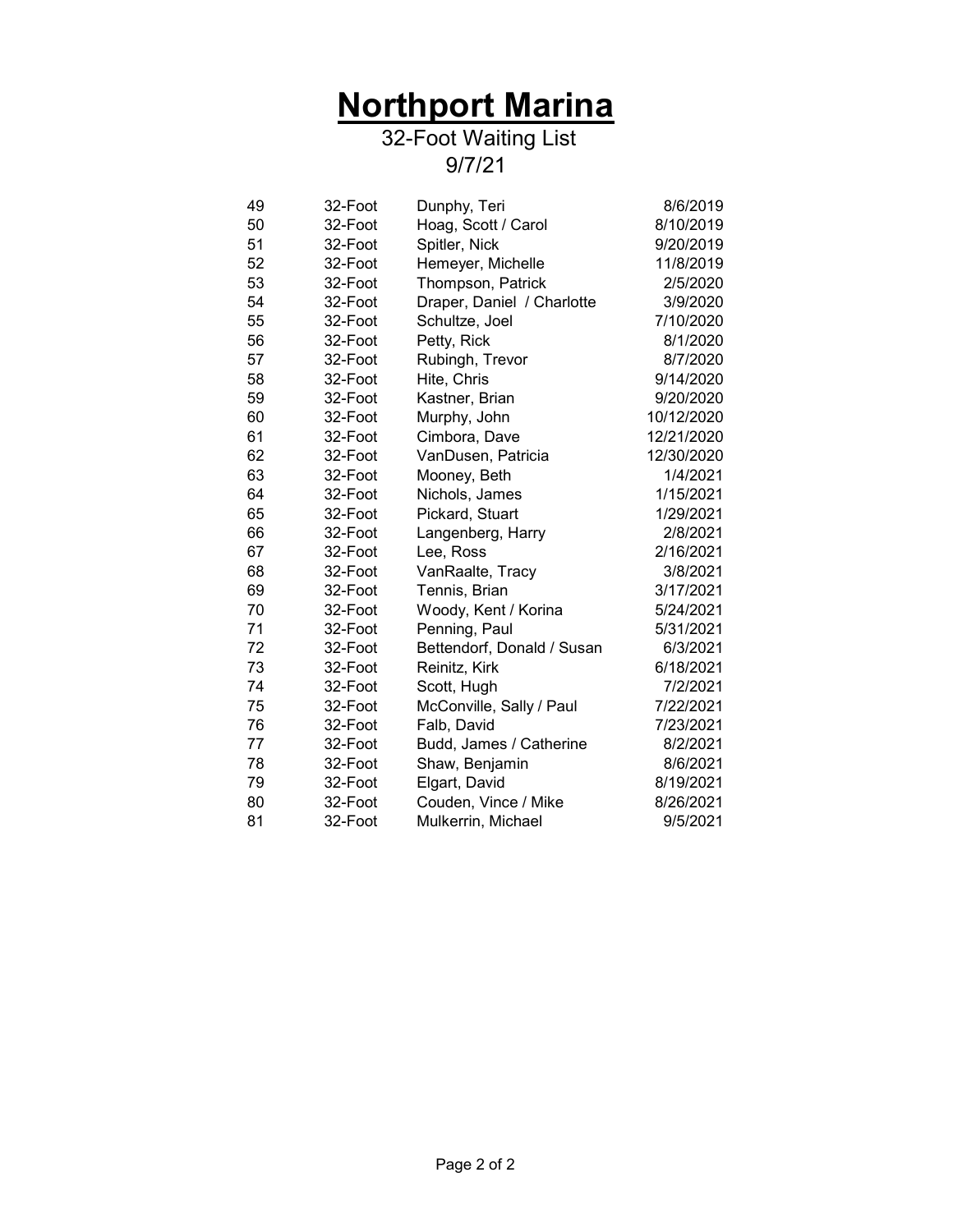# Northport Marina

32-Foot Waiting List

9/7/21

| | | | |
|---|---|---|---|
| 49 | 32-Foot | Dunphy, Teri | 8/6/2019 |
| 50 | 32-Foot | Hoag, Scott / Carol | 8/10/2019 |
| 51 | 32-Foot | Spitler, Nick | 9/20/2019 |
| 52 | 32-Foot | Hemeyer, Michelle | 11/8/2019 |
| 53 | 32-Foot | Thompson, Patrick | 2/5/2020 |
| 54 | 32-Foot | Draper, Daniel / Charlotte | 3/9/2020 |
| 55 | 32-Foot | Schultze, Joel | 7/10/2020 |
| 56 | 32-Foot | Petty, Rick | 8/1/2020 |
| 57 | 32-Foot | Rubingh, Trevor | 8/7/2020 |
| 58 | 32-Foot | Hite, Chris | 9/14/2020 |
| 59 | 32-Foot | Kastner, Brian | 9/20/2020 |
| 60 | 32-Foot | Murphy, John | 10/12/2020 |
| 61 | 32-Foot | Cimbora, Dave | 12/21/2020 |
| 62 | 32-Foot | VanDusen, Patricia | 12/30/2020 |
| 63 | 32-Foot | Mooney, Beth | 1/4/2021 |
| 64 | 32-Foot | Nichols, James | 1/15/2021 |
| 65 | 32-Foot | Pickard, Stuart | 1/29/2021 |
| 66 | 32-Foot | Langenberg, Harry | 2/8/2021 |
| 67 | 32-Foot | Lee, Ross | 2/16/2021 |
| 68 | 32-Foot | VanRaalte, Tracy | 3/8/2021 |
| 69 | 32-Foot | Tennis, Brian | 3/17/2021 |
| 70 | 32-Foot | Woody, Kent / Korina | 5/24/2021 |
| 71 | 32-Foot | Penning, Paul | 5/31/2021 |
| 72 | 32-Foot | Bettendorf, Donald / Susan | 6/3/2021 |
| 73 | 32-Foot | Reinitz, Kirk | 6/18/2021 |
| 74 | 32-Foot | Scott, Hugh | 7/2/2021 |
| 75 | 32-Foot | McConville, Sally / Paul | 7/22/2021 |
| 76 | 32-Foot | Falb, David | 7/23/2021 |
| 77 | 32-Foot | Budd, James / Catherine | 8/2/2021 |
| 78 | 32-Foot | Shaw, Benjamin | 8/6/2021 |
| 79 | 32-Foot | Elgart, David | 8/19/2021 |
| 80 | 32-Foot | Couden, Vince / Mike | 8/26/2021 |
| 81 | 32-Foot | Mulkerrin, Michael | 9/5/2021 |